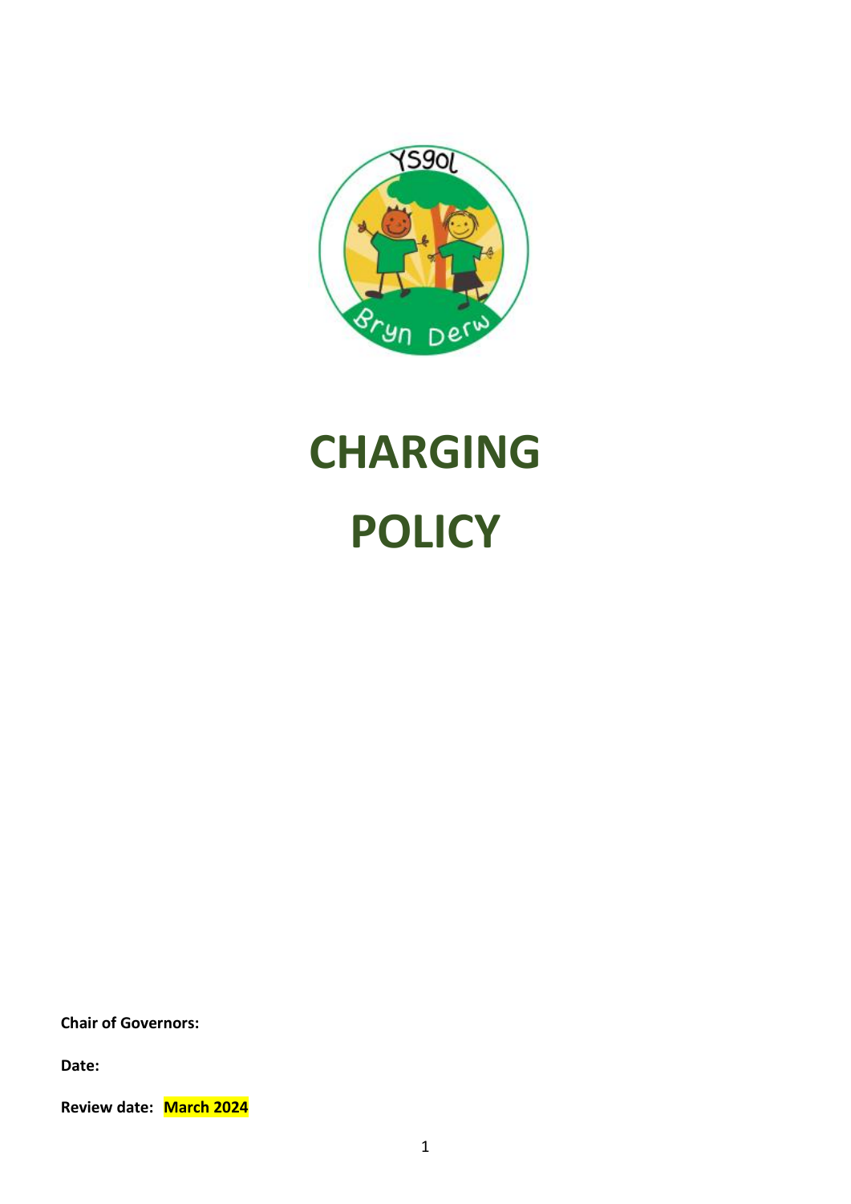# CHARGING POLICY

**Chair of Governors:**

**Date:**

**Review date: March 2024**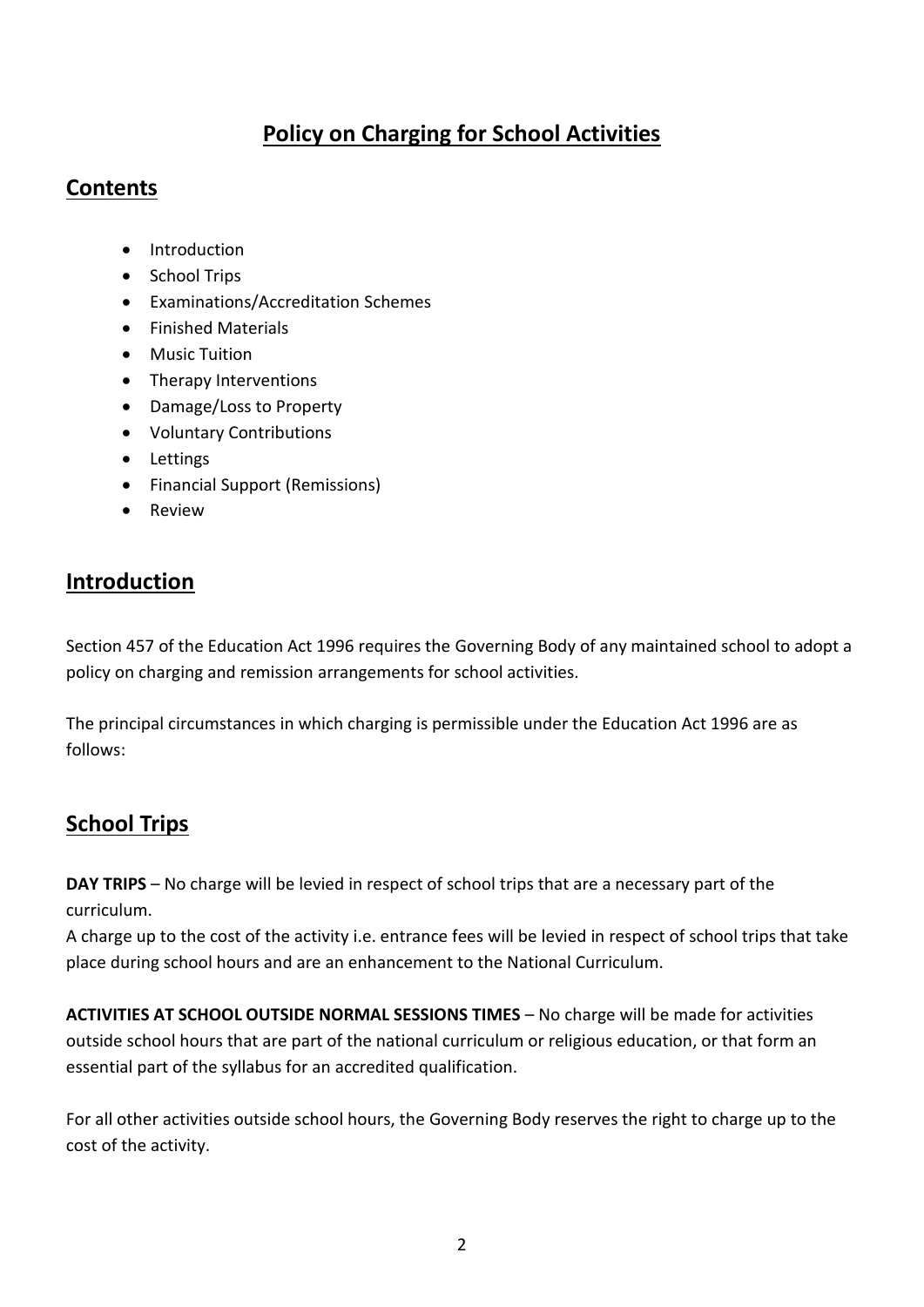# Policy on Charging for School Activities

## Contents

- Introduction
- School Trips
- Examinations/Accreditation Schemes
- Finished Materials
- Music Tuition
- Therapy Interventions
- Damage/Loss to Property
- Voluntary Contributions
- Lettings
- Financial Support (Remissions)
- Review

## Introduction

Section 457 of the Education Act 1996 requires the Governing Body of any maintained school to adopt a policy on charging and remission arrangements for school activities.

The principal circumstances in which charging is permissible under the Education Act 1996 are as follows:

## School Trips

**DAY TRIPS** – No charge will be levied in respect of school trips that are a necessary part of the curriculum.
A charge up to the cost of the activity i.e. entrance fees will be levied in respect of school trips that take place during school hours and are an enhancement to the National Curriculum.

**ACTIVITIES AT SCHOOL OUTSIDE NORMAL SESSIONS TIMES** – No charge will be made for activities outside school hours that are part of the national curriculum or religious education, or that form an essential part of the syllabus for an accredited qualification.

For all other activities outside school hours, the Governing Body reserves the right to charge up to the cost of the activity.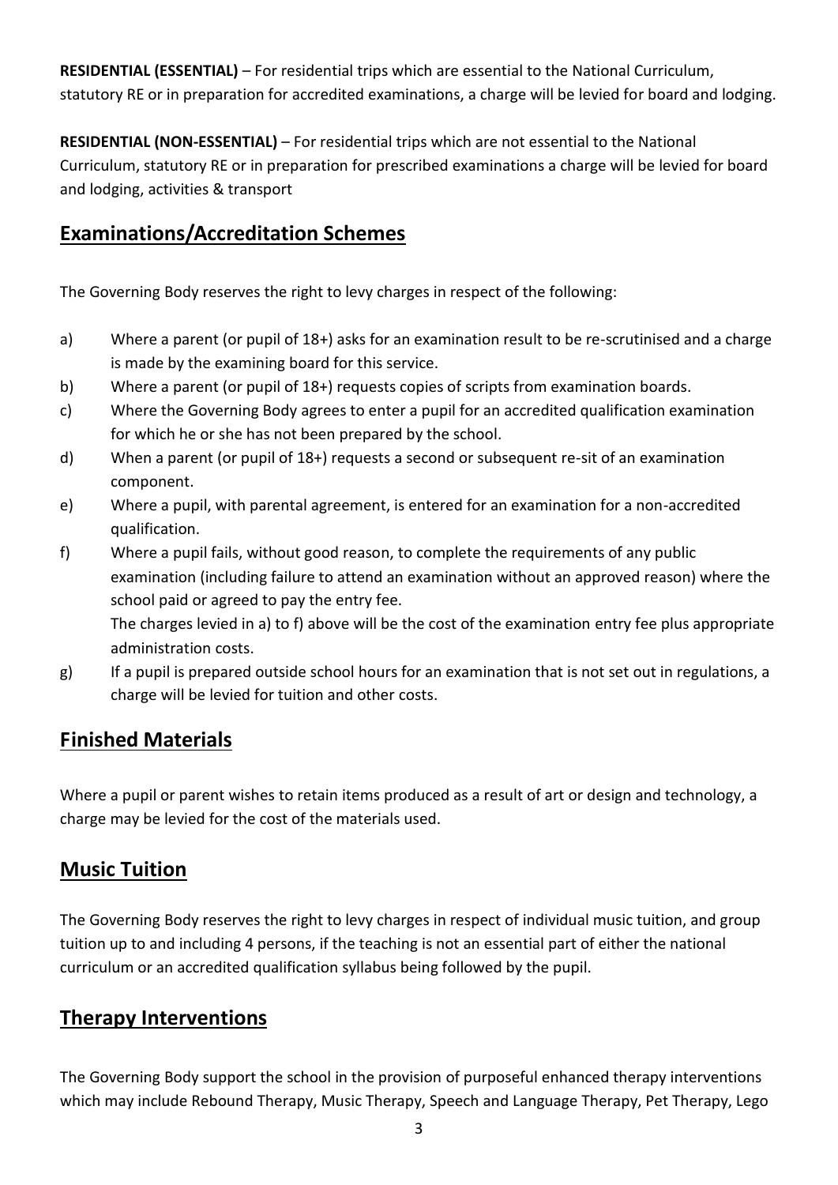**RESIDENTIAL (ESSENTIAL)** – For residential trips which are essential to the National Curriculum, statutory RE or in preparation for accredited examinations, a charge will be levied for board and lodging.

**RESIDENTIAL (NON-ESSENTIAL)** – For residential trips which are not essential to the National Curriculum, statutory RE or in preparation for prescribed examinations a charge will be levied for board and lodging, activities & transport

## Examinations/Accreditation Schemes

The Governing Body reserves the right to levy charges in respect of the following:

a) Where a parent (or pupil of 18+) asks for an examination result to be re-scrutinised and a charge is made by the examining board for this service.

b) Where a parent (or pupil of 18+) requests copies of scripts from examination boards.

c) Where the Governing Body agrees to enter a pupil for an accredited qualification examination for which he or she has not been prepared by the school.

d) When a parent (or pupil of 18+) requests a second or subsequent re-sit of an examination component.

e) Where a pupil, with parental agreement, is entered for an examination for a non-accredited qualification.

f) Where a pupil fails, without good reason, to complete the requirements of any public examination (including failure to attend an examination without an approved reason) where the school paid or agreed to pay the entry fee.
The charges levied in a) to f) above will be the cost of the examination entry fee plus appropriate administration costs.

g) If a pupil is prepared outside school hours for an examination that is not set out in regulations, a charge will be levied for tuition and other costs.

## Finished Materials

Where a pupil or parent wishes to retain items produced as a result of art or design and technology, a charge may be levied for the cost of the materials used.

## Music Tuition

The Governing Body reserves the right to levy charges in respect of individual music tuition, and group tuition up to and including 4 persons, if the teaching is not an essential part of either the national curriculum or an accredited qualification syllabus being followed by the pupil.

## Therapy Interventions

The Governing Body support the school in the provision of purposeful enhanced therapy interventions which may include Rebound Therapy, Music Therapy, Speech and Language Therapy, Pet Therapy, Lego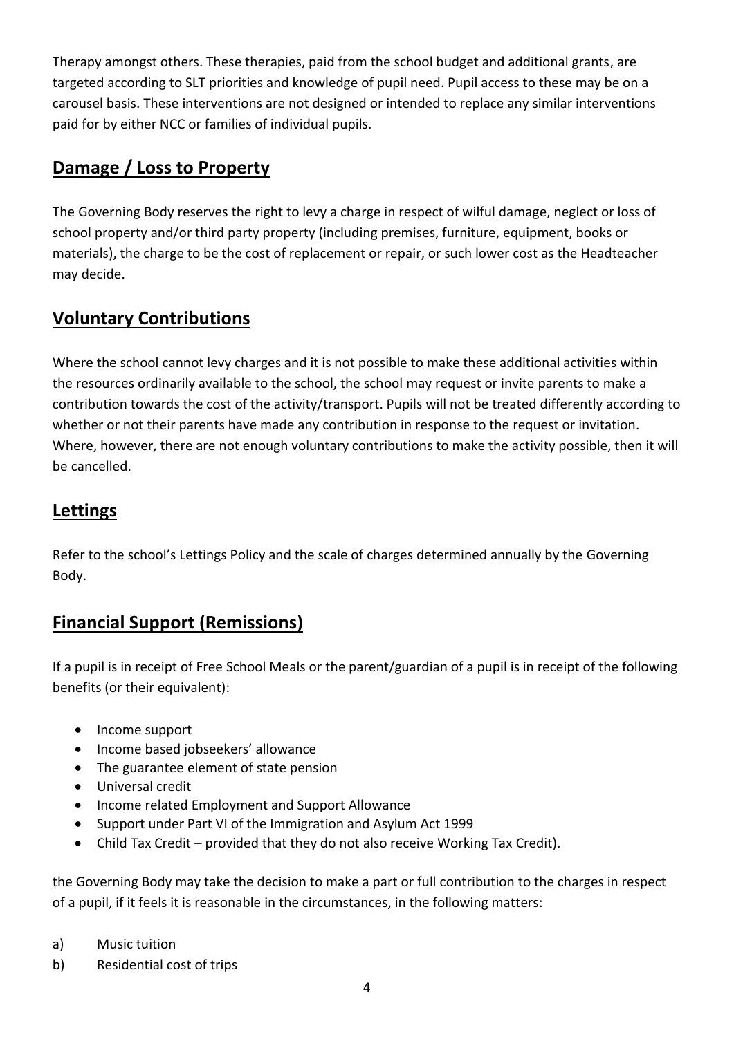Therapy amongst others. These therapies, paid from the school budget and additional grants, are targeted according to SLT priorities and knowledge of pupil need. Pupil access to these may be on a carousel basis. These interventions are not designed or intended to replace any similar interventions paid for by either NCC or families of individual pupils.

## Damage / Loss to Property

The Governing Body reserves the right to levy a charge in respect of wilful damage, neglect or loss of school property and/or third party property (including premises, furniture, equipment, books or materials), the charge to be the cost of replacement or repair, or such lower cost as the Headteacher may decide.

## Voluntary Contributions

Where the school cannot levy charges and it is not possible to make these additional activities within the resources ordinarily available to the school, the school may request or invite parents to make a contribution towards the cost of the activity/transport. Pupils will not be treated differently according to whether or not their parents have made any contribution in response to the request or invitation. Where, however, there are not enough voluntary contributions to make the activity possible, then it will be cancelled.

## Lettings

Refer to the school's Lettings Policy and the scale of charges determined annually by the Governing Body.

## Financial Support (Remissions)

If a pupil is in receipt of Free School Meals or the parent/guardian of a pupil is in receipt of the following benefits (or their equivalent):

- Income support
- Income based jobseekers' allowance
- The guarantee element of state pension
- Universal credit
- Income related Employment and Support Allowance
- Support under Part VI of the Immigration and Asylum Act 1999
- Child Tax Credit – provided that they do not also receive Working Tax Credit).

the Governing Body may take the decision to make a part or full contribution to the charges in respect of a pupil, if it feels it is reasonable in the circumstances, in the following matters:

a) Music tuition
b) Residential cost of trips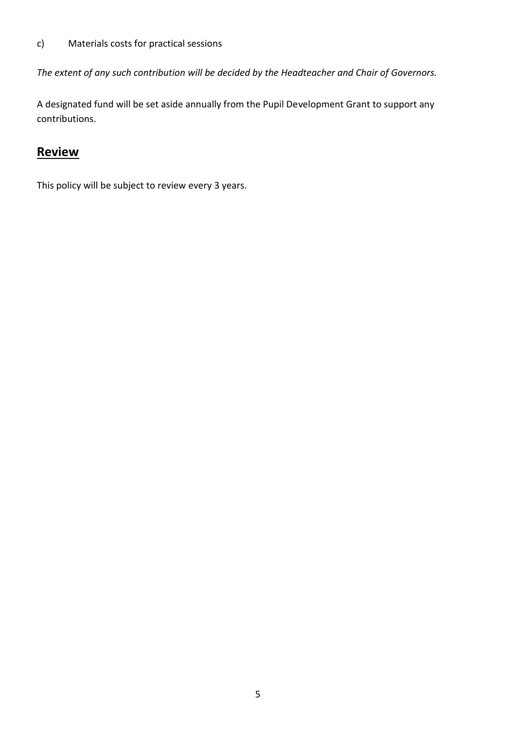c) Materials costs for practical sessions

*The extent of any such contribution will be decided by the Headteacher and Chair of Governors.*

A designated fund will be set aside annually from the Pupil Development Grant to support any contributions.

## **Review**

This policy will be subject to review every 3 years.